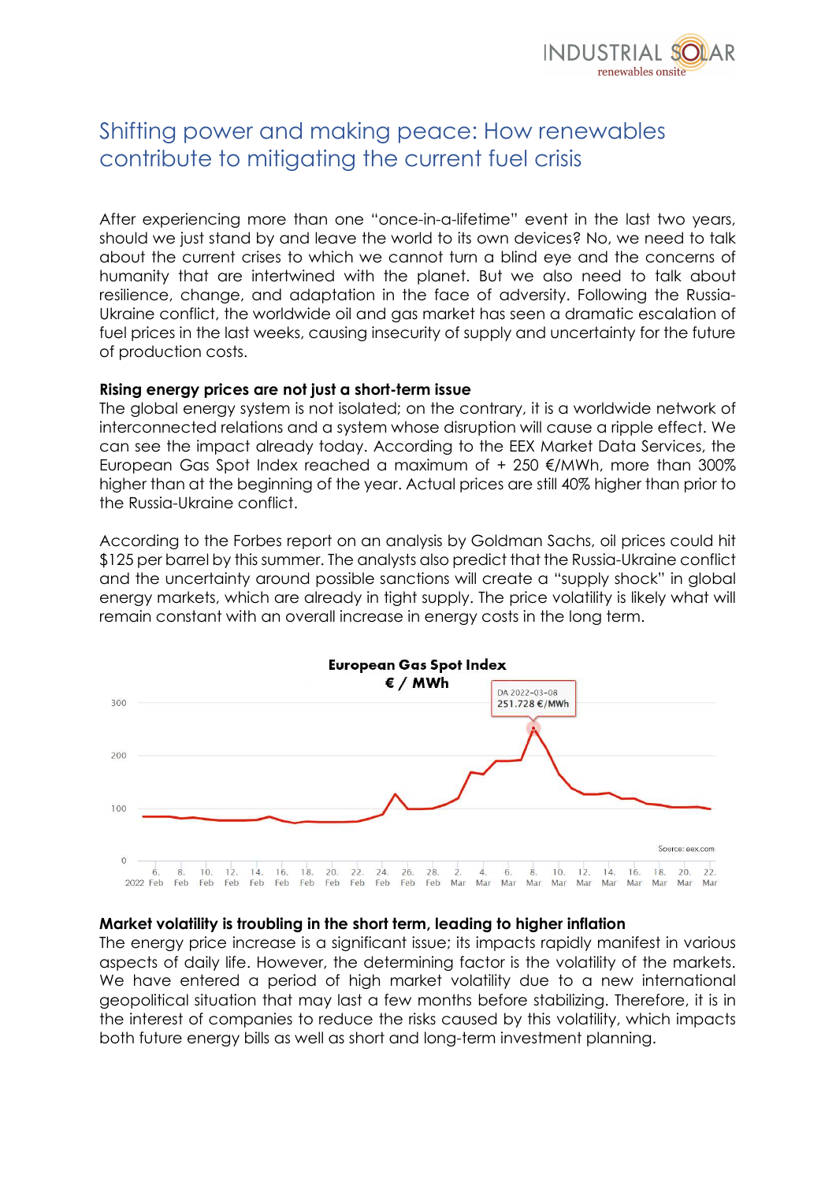# Shifting power and making peace: How renewables contribute to mitigating the current fuel crisis

After experiencing more than one "once-in-a-lifetime" event in the last two years, should we just stand by and leave the world to its own devices? No, we need to talk about the current crises to which we cannot turn a blind eye and the concerns of humanity that are intertwined with the planet. But we also need to talk about resilience, change, and adaptation in the face of adversity. Following the Russia-Ukraine conflict, the worldwide oil and gas market has seen a dramatic escalation of fuel prices in the last weeks, causing insecurity of supply and uncertainty for the future of production costs.

**Rising energy prices are not just a short-term issue**

The global energy system is not isolated; on the contrary, it is a worldwide network of interconnected relations and a system whose disruption will cause a ripple effect. We can see the impact already today. According to the EEX Market Data Services, the European Gas Spot Index reached a maximum of + 250 €/MWh, more than 300% higher than at the beginning of the year. Actual prices are still 40% higher than prior to the Russia-Ukraine conflict.

According to the Forbes report on an analysis by Goldman Sachs, oil prices could hit $125 per barrel by this summer. The analysts also predict that the Russia-Ukraine conflict and the uncertainty around possible sanctions will create a "supply shock" in global energy markets, which are already in tight supply. The price volatility is likely what will remain constant with an overall increase in energy costs in the long term.

**European Gas Spot Index**
**€ / MWh**

DA 2022-03-08
251.728 €/MWh

Source: eex.com

**Market volatility is troubling in the short term, leading to higher inflation**

The energy price increase is a significant issue; its impacts rapidly manifest in various aspects of daily life. However, the determining factor is the volatility of the markets. We have entered a period of high market volatility due to a new international geopolitical situation that may last a few months before stabilizing. Therefore, it is in the interest of companies to reduce the risks caused by this volatility, which impacts both future energy bills as well as short and long-term investment planning.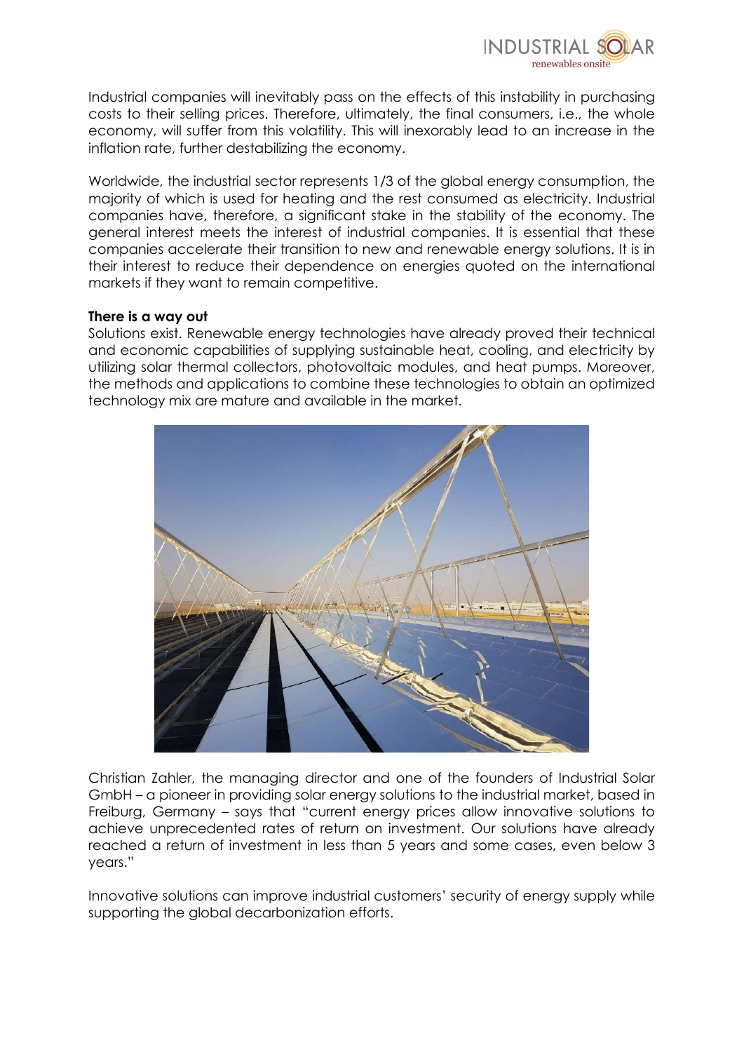Industrial companies will inevitably pass on the effects of this instability in purchasing costs to their selling prices. Therefore, ultimately, the final consumers, i.e., the whole economy, will suffer from this volatility. This will inexorably lead to an increase in the inflation rate, further destabilizing the economy.

Worldwide, the industrial sector represents 1/3 of the global energy consumption, the majority of which is used for heating and the rest consumed as electricity. Industrial companies have, therefore, a significant stake in the stability of the economy. The general interest meets the interest of industrial companies. It is essential that these companies accelerate their transition to new and renewable energy solutions. It is in their interest to reduce their dependence on energies quoted on the international markets if they want to remain competitive.

**There is a way out**

Solutions exist. Renewable energy technologies have already proved their technical and economic capabilities of supplying sustainable heat, cooling, and electricity by utilizing solar thermal collectors, photovoltaic modules, and heat pumps. Moreover, the methods and applications to combine these technologies to obtain an optimized technology mix are mature and available in the market.

Christian Zahler, the managing director and one of the founders of Industrial Solar GmbH – a pioneer in providing solar energy solutions to the industrial market, based in Freiburg, Germany – says that "current energy prices allow innovative solutions to achieve unprecedented rates of return on investment. Our solutions have already reached a return of investment in less than 5 years and some cases, even below 3 years."

Innovative solutions can improve industrial customers' security of energy supply while supporting the global decarbonization efforts.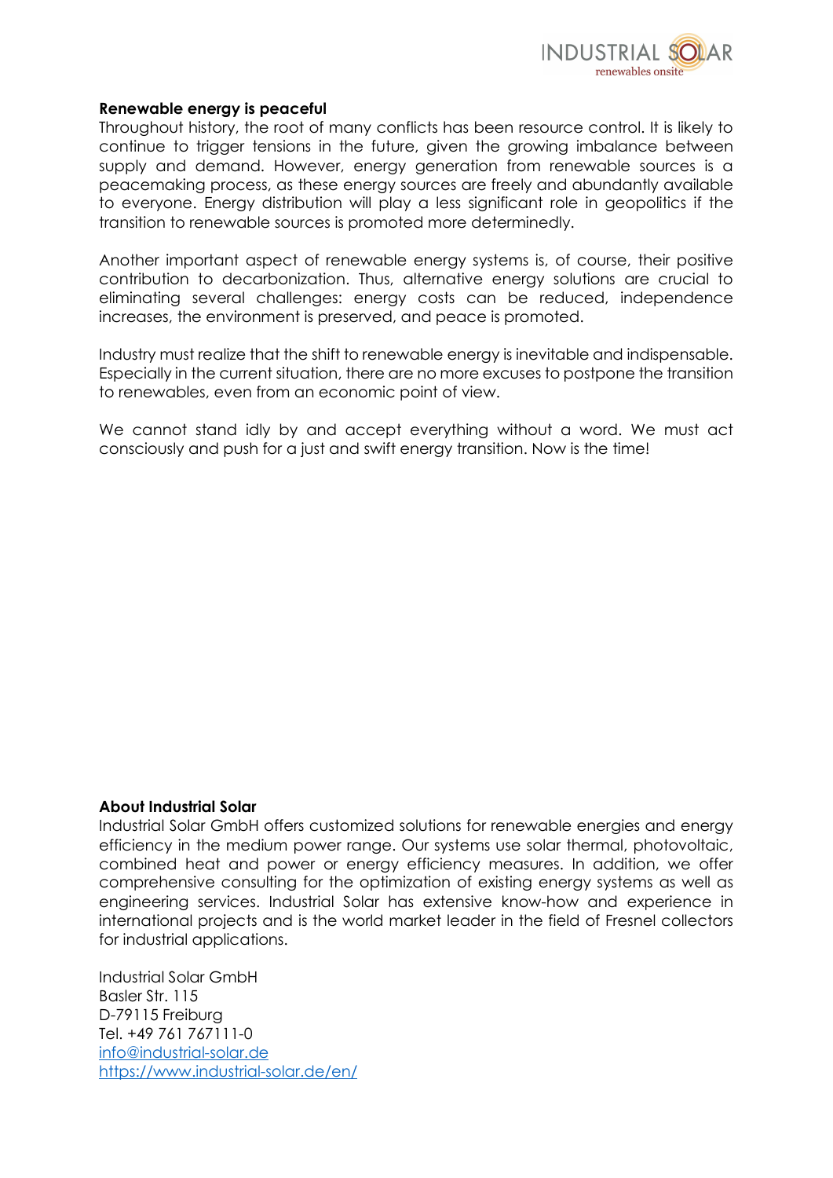**Renewable energy is peaceful**

Throughout history, the root of many conflicts has been resource control. It is likely to continue to trigger tensions in the future, given the growing imbalance between supply and demand. However, energy generation from renewable sources is a peacemaking process, as these energy sources are freely and abundantly available to everyone. Energy distribution will play a less significant role in geopolitics if the transition to renewable sources is promoted more determinedly.

Another important aspect of renewable energy systems is, of course, their positive contribution to decarbonization. Thus, alternative energy solutions are crucial to eliminating several challenges: energy costs can be reduced, independence increases, the environment is preserved, and peace is promoted.

Industry must realize that the shift to renewable energy is inevitable and indispensable. Especially in the current situation, there are no more excuses to postpone the transition to renewables, even from an economic point of view.

We cannot stand idly by and accept everything without a word. We must act consciously and push for a just and swift energy transition. Now is the time!

**About Industrial Solar**

Industrial Solar GmbH offers customized solutions for renewable energies and energy efficiency in the medium power range. Our systems use solar thermal, photovoltaic, combined heat and power or energy efficiency measures. In addition, we offer comprehensive consulting for the optimization of existing energy systems as well as engineering services. Industrial Solar has extensive know-how and experience in international projects and is the world market leader in the field of Fresnel collectors for industrial applications.

Industrial Solar GmbH  
Basler Str. 115  
D-79115 Freiburg  
Tel. +49 761 767111-0  
info@industrial-solar.de  
https://www.industrial-solar.de/en/